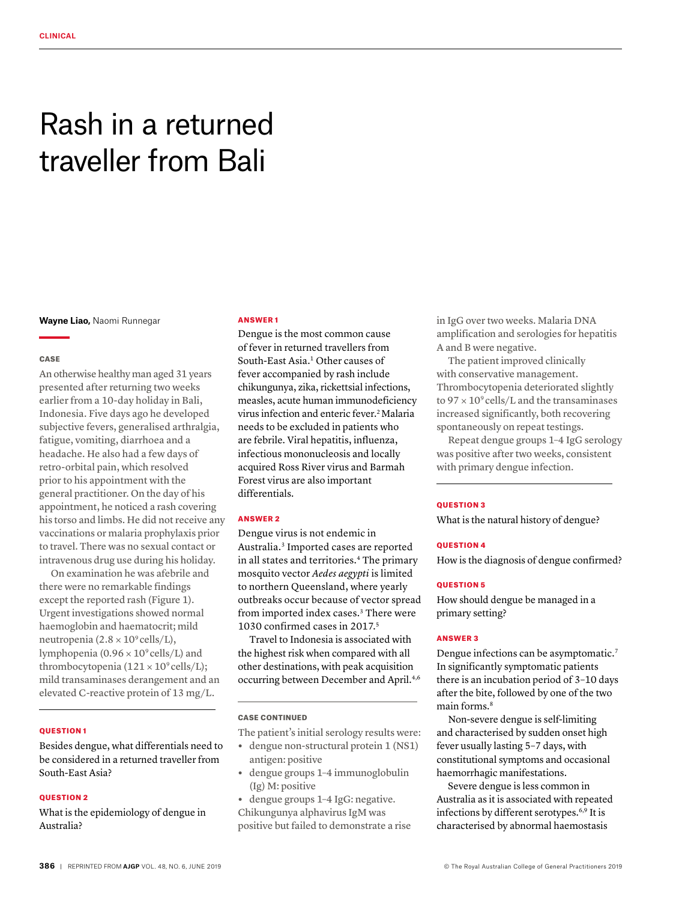CLINICAL

# Rash in a returned traveller from Bali

**Wayne Liao,** Naomi Runnegar

### CASE

An otherwise healthy man aged 31 years presented after returning two weeks earlier from a 10-day holiday in Bali, Indonesia. Five days ago he developed subjective fevers, generalised arthralgia, fatigue, vomiting, diarrhoea and a headache. He also had a few days of retro-orbital pain, which resolved prior to his appointment with the general practitioner. On the day of his appointment, he noticed a rash covering his torso and limbs. He did not receive any vaccinations or malaria prophylaxis prior to travel. There was no sexual contact or intravenous drug use during his holiday.

On examination he was afebrile and there were no remarkable findings except the reported rash (Figure 1). Urgent investigations showed normal haemoglobin and haematocrit; mild neutropenia ($2.8 \times 10^9$ cells/L), lymphopenia ($0.96 \times 10^9$ cells/L) and thrombocytopenia ($121 \times 10^9$ cells/L); mild transaminases derangement and an elevated C-reactive protein of 13 mg/L.

### QUESTION 1

Besides dengue, what differentials need to be considered in a returned traveller from South-East Asia?

### QUESTION 2

What is the epidemiology of dengue in Australia?

### ANSWER 1

Dengue is the most common cause of fever in returned travellers from South-East Asia.[1] Other causes of fever accompanied by rash include chikungunya, zika, rickettsial infections, measles, acute human immunodeficiency virus infection and enteric fever.[2] Malaria needs to be excluded in patients who are febrile. Viral hepatitis, influenza, infectious mononucleosis and locally acquired Ross River virus and Barmah Forest virus are also important differentials.

### ANSWER 2

Dengue virus is not endemic in Australia.[3] Imported cases are reported in all states and territories.[4] The primary mosquito vector *Aedes aegypti* is limited to northern Queensland, where yearly outbreaks occur because of vector spread from imported index cases.[3] There were 1030 confirmed cases in 2017.[5]

Travel to Indonesia is associated with the highest risk when compared with all other destinations, with peak acquisition occurring between December and April.[4,6]

### CASE CONTINUED

The patient's initial serology results were:

- dengue non-structural protein 1 (NS1) antigen: positive
- dengue groups 1–4 immunoglobulin (Ig) M: positive
- dengue groups 1–4 IgG: negative.

Chikungunya alphavirus IgM was positive but failed to demonstrate a rise in IgG over two weeks. Malaria DNA amplification and serologies for hepatitis A and B were negative.

The patient improved clinically with conservative management. Thrombocytopenia deteriorated slightly to $97 \times 10^9$ cells/L and the transaminases increased significantly, both recovering spontaneously on repeat testings.

Repeat dengue groups 1–4 IgG serology was positive after two weeks, consistent with primary dengue infection.

### QUESTION 3

What is the natural history of dengue?

### QUESTION 4

How is the diagnosis of dengue confirmed?

### QUESTION 5

How should dengue be managed in a primary setting?

### ANSWER 3

Dengue infections can be asymptomatic.[7] In significantly symptomatic patients there is an incubation period of 3–10 days after the bite, followed by one of the two main forms.[8]

Non-severe dengue is self-limiting and characterised by sudden onset high fever usually lasting 5–7 days, with constitutional symptoms and occasional haemorrhagic manifestations.

Severe dengue is less common in Australia as it is associated with repeated infections by different serotypes.[6,9] It is characterised by abnormal haemostasis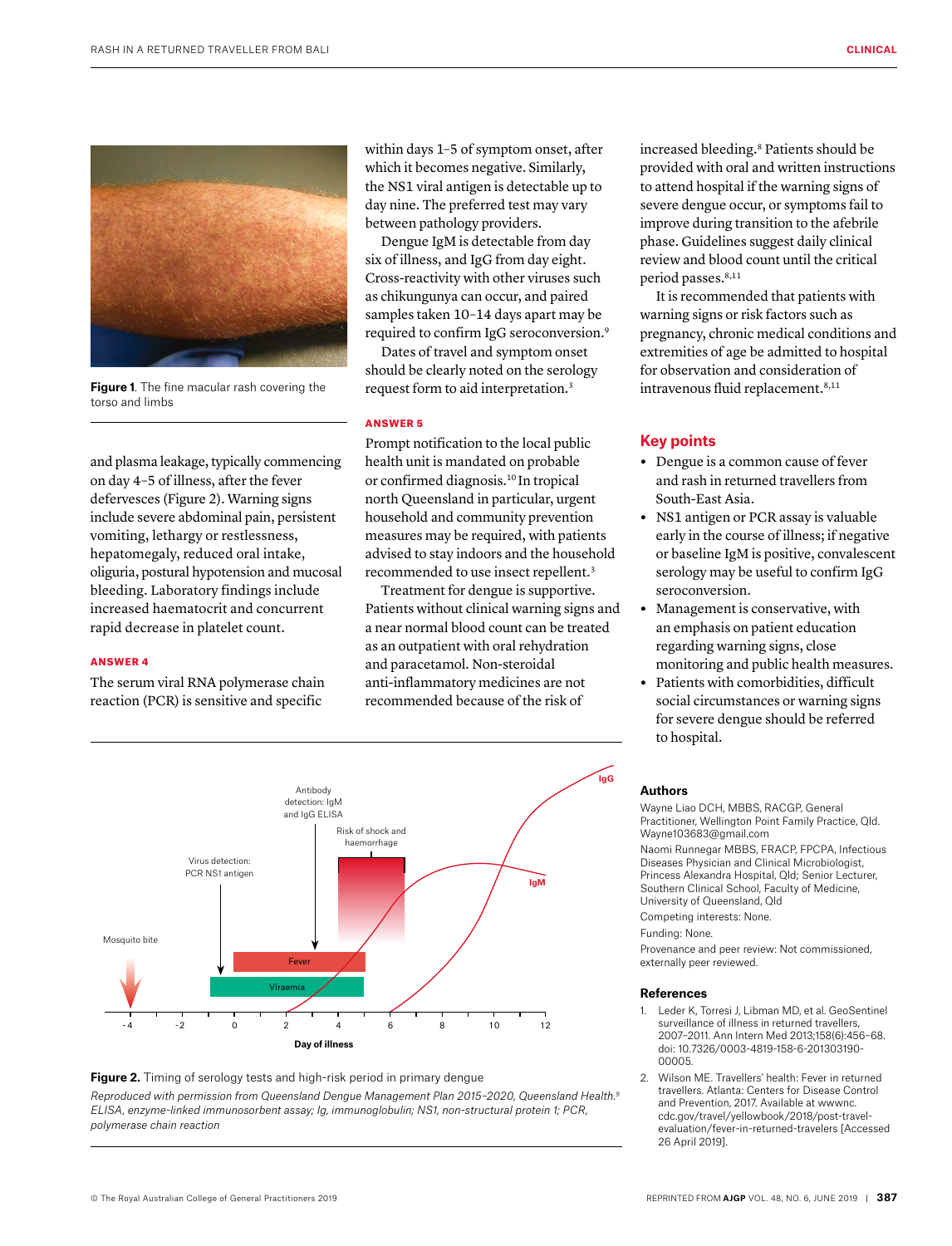Figure 1. The fine macular rash covering the torso and limbs

and plasma leakage, typically commencing on day 4–5 of illness, after the fever defervesces (Figure 2). Warning signs include severe abdominal pain, persistent vomiting, lethargy or restlessness, hepatomegaly, reduced oral intake, oliguria, postural hypotension and mucosal bleeding. Laboratory findings include increased haematocrit and concurrent rapid decrease in platelet count.

### ANSWER 4

The serum viral RNA polymerase chain reaction (PCR) is sensitive and specific within days 1–5 of symptom onset, after which it becomes negative. Similarly, the NS1 viral antigen is detectable up to day nine. The preferred test may vary between pathology providers.

Dengue IgM is detectable from day six of illness, and IgG from day eight. Cross-reactivity with other viruses such as chikungunya can occur, and paired samples taken 10–14 days apart may be required to confirm IgG seroconversion.[9]

Dates of travel and symptom onset should be clearly noted on the serology request form to aid interpretation.[3]

### ANSWER 5

Prompt notification to the local public health unit is mandated on probable or confirmed diagnosis.[10] In tropical north Queensland in particular, urgent household and community prevention measures may be required, with patients advised to stay indoors and the household recommended to use insect repellent.[3]

Treatment for dengue is supportive. Patients without clinical warning signs and a near normal blood count can be treated as an outpatient with oral rehydration and paracetamol. Non-steroidal anti-inflammatory medicines are not recommended because of the risk of increased bleeding.[8] Patients should be provided with oral and written instructions to attend hospital if the warning signs of severe dengue occur, or symptoms fail to improve during transition to the afebrile phase. Guidelines suggest daily clinical review and blood count until the critical period passes.[8,11]

It is recommended that patients with warning signs or risk factors such as pregnancy, chronic medical conditions and extremities of age be admitted to hospital for observation and consideration of intravenous fluid replacement.[8,11]

## Key points

- Dengue is a common cause of fever and rash in returned travellers from South-East Asia.
- NS1 antigen or PCR assay is valuable early in the course of illness; if negative or baseline IgM is positive, convalescent serology may be useful to confirm IgG seroconversion.
- Management is conservative, with an emphasis on patient education regarding warning signs, close monitoring and public health measures.
- Patients with comorbidities, difficult social circumstances or warning signs for severe dengue should be referred to hospital.

**Figure 2.** Timing of serology tests and high-risk period in primary dengue

*Reproduced with permission from Queensland Dengue Management Plan 2015–2020, Queensland Health.[9] ELISA, enzyme-linked immunosorbent assay; Ig, immunoglobulin; NS1, non-structural protein 1; PCR, polymerase chain reaction*

### Authors

Wayne Liao DCH, MBBS, RACGP, General Practitioner, Wellington Point Family Practice, Qld. Wayne103683@gmail.com

Naomi Runnegar MBBS, FRACP, FPCPA, Infectious Diseases Physician and Clinical Microbiologist, Princess Alexandra Hospital, Qld; Senior Lecturer, Southern Clinical School, Faculty of Medicine, University of Queensland, Qld

Competing interests: None.

Funding: None.

Provenance and peer review: Not commissioned, externally peer reviewed.

### References

1. Leder K, Torresi J, Libman MD, et al. GeoSentinel surveillance of illness in returned travellers, 2007–2011. Ann Intern Med 2013;158(6):456–68. doi: 10.7326/0003-4819-158-6-201303190-00005.
2. Wilson ME. Travellers' health: Fever in returned travellers. Atlanta: Centers for Disease Control and Prevention, 2017. Available at wwwnc.cdc.gov/travel/yellowbook/2018/post-travel-evaluation/fever-in-returned-travelers [Accessed 26 April 2019].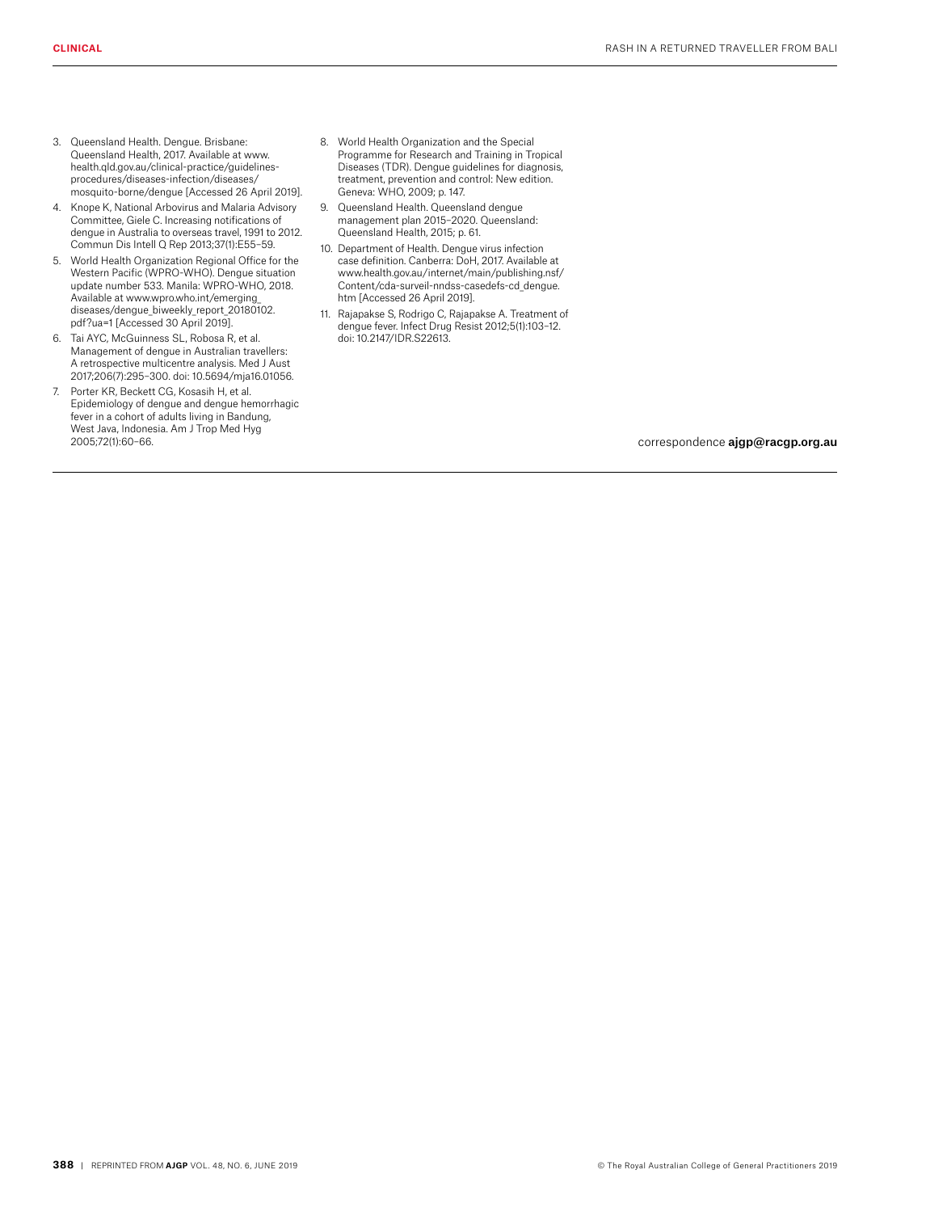3. Queensland Health. Dengue. Brisbane: Queensland Health, 2017. Available at www.health.qld.gov.au/clinical-practice/guidelines-procedures/diseases-infection/diseases/mosquito-borne/dengue [Accessed 26 April 2019].
4. Knope K, National Arbovirus and Malaria Advisory Committee, Giele C. Increasing notifications of dengue in Australia to overseas travel, 1991 to 2012. Commun Dis Intell Q Rep 2013;37(1):E55–59.
5. World Health Organization Regional Office for the Western Pacific (WPRO-WHO). Dengue situation update number 533. Manila: WPRO-WHO, 2018. Available at www.wpro.who.int/emerging_diseases/dengue_biweekly_report_20180102.pdf?ua=1 [Accessed 30 April 2019].
6. Tai AYC, McGuinness SL, Robosa R, et al. Management of dengue in Australian travellers: A retrospective multicentre analysis. Med J Aust 2017;206(7):295–300. doi: 10.5694/mja16.01056.
7. Porter KR, Beckett CG, Kosasih H, et al. Epidemiology of dengue and dengue hemorrhagic fever in a cohort of adults living in Bandung, West Java, Indonesia. Am J Trop Med Hyg 2005;72(1):60–66.
8. World Health Organization and the Special Programme for Research and Training in Tropical Diseases (TDR). Dengue guidelines for diagnosis, treatment, prevention and control: New edition. Geneva: WHO, 2009; p. 147.
9. Queensland Health. Queensland dengue management plan 2015–2020. Queensland: Queensland Health, 2015; p. 61.
10. Department of Health. Dengue virus infection case definition. Canberra: DoH, 2017. Available at www.health.gov.au/internet/main/publishing.nsf/Content/cda-surveil-nndss-casedefs-cd_dengue.htm [Accessed 26 April 2019].
11. Rajapakse S, Rodrigo C, Rajapakse A. Treatment of dengue fever. Infect Drug Resist 2012;5(1):103–12. doi: 10.2147/IDR.S22613.

correspondence **ajgp@racgp.org.au**